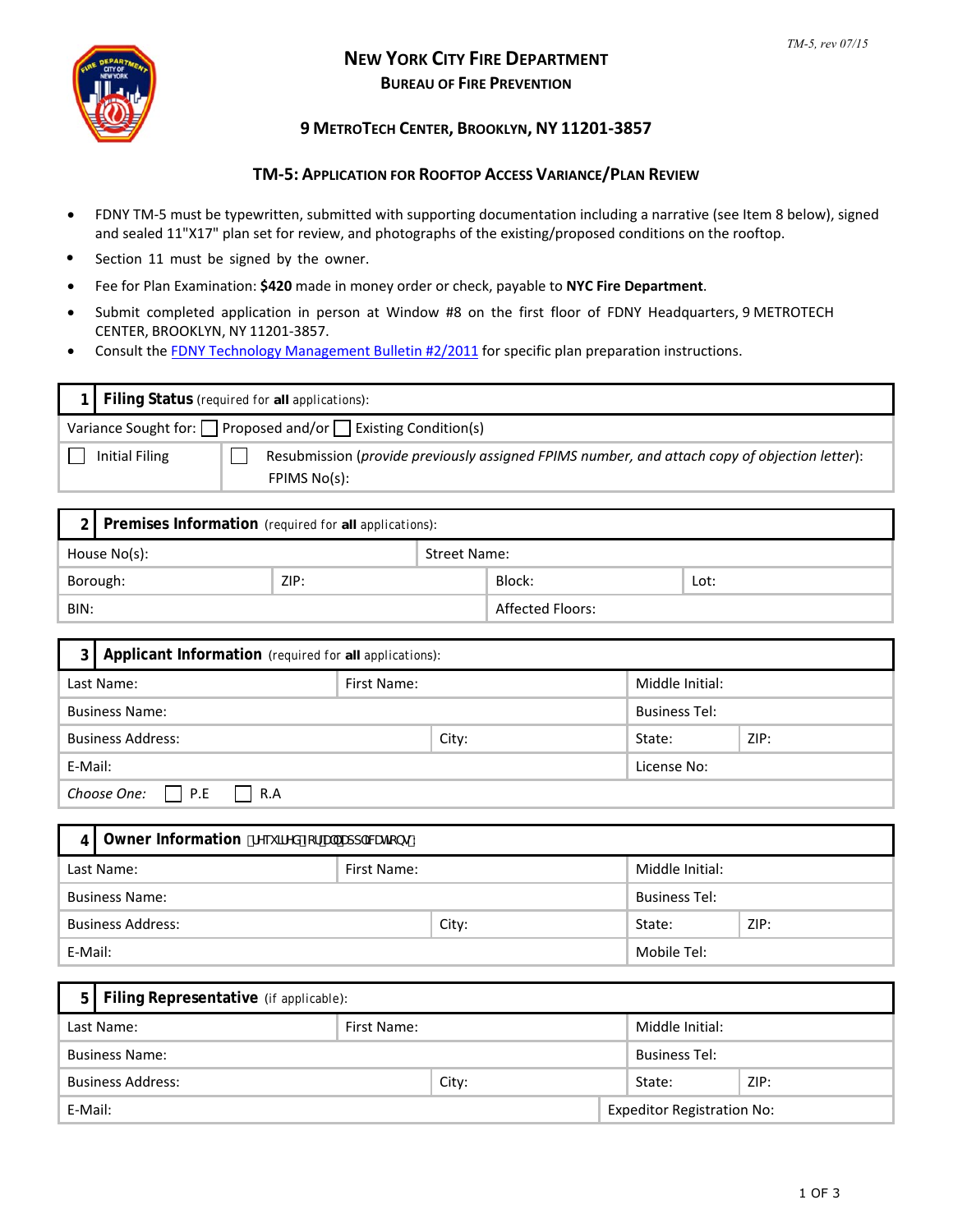# NEW YORK CITY FIRE DEPARTMENT

## BUREAU OF FIRE PREVENTION

### 9 METROTECH CENTER, BROOKLYN, NY 11201-3857

### TM-5: APPLICATION FOR ROOFTOP ACCESS VARIANCE/PLAN REVIEW

*TM-5, rev 07/15*

- FDNY TM-5 must be typewritten, submitted with supporting documentation including a narrative (see Item 8 below), signed and sealed 11"X17" plan set for review, and photographs of the existing/proposed conditions on the rooftop.
- Section 11 must be signed by the owner.
- Fee for Plan Examination: **$420** made in money order or check, payable to **NYC Fire Department**.
- Submit completed application in person at Window #8 on the first floor of FDNY Headquarters, 9 METROTECH CENTER, BROOKLYN, NY 11201-3857.
- Consult the FDNY Technology Management Bulletin #2/2011 for specific plan preparation instructions.

| 1 | **Filing Status** (required for **all** applications): |
|---|---|
| Variance Sought for: ☐ Proposed and/or ☐ Existing Condition(s) | |
| ☐ Initial Filing | ☐ Resubmission (*provide previously assigned FPIMS number, and attach copy of objection letter*): FPIMS No(s): |

| 2 | **Premises Information** (required for **all** applications): | | |
|---|---|---|---|
| House No(s): | | Street Name: | |
| Borough: | ZIP: | Block: | Lot: |
| BIN: | | Affected Floors: | |

| 3 | **Applicant Information** (required for **all** applications): | | | |
|---|---|---|---|---|
| Last Name: | First Name: | | Middle Initial: | |
| Business Name: | | | Business Tel: | |
| Business Address: | | City: | State: | ZIP: |
| E-Mail: | | | License No: | |
| *Choose One:* ☐ P.E ☐ R.A | | | | |

| 4 | **Owner Information** (required for all applications): | | | |
|---|---|---|---|---|
| Last Name: | First Name: | | Middle Initial: | |
| Business Name: | | | Business Tel: | |
| Business Address: | | City: | State: | ZIP: |
| E-Mail: | | | Mobile Tel: | |

| 5 | **Filing Representative** (if applicable): | | | |
|---|---|---|---|---|
| Last Name: | First Name: | | Middle Initial: | |
| Business Name: | | | Business Tel: | |
| Business Address: | | City: | State: | ZIP: |
| E-Mail: | | | Expeditor Registration No: | |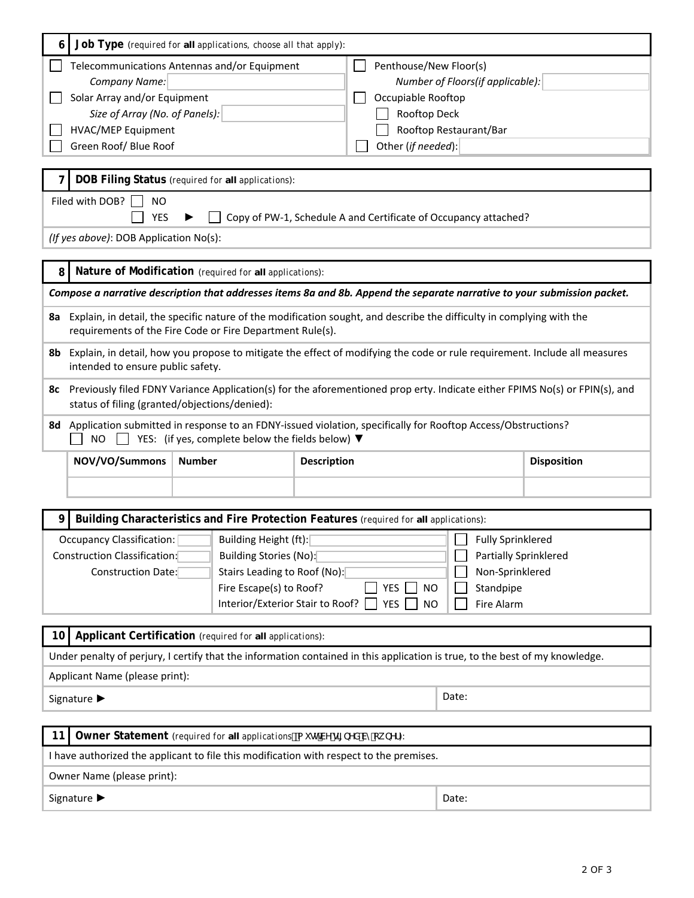## 6 Job Type (required for **all** applications, choose all that apply):

- ☐ Telecommunications Antennas and/or Equipment
  - *Company Name:*
- ☐ Solar Array and/or Equipment
  - *Size of Array (No. of Panels):*
- ☐ HVAC/MEP Equipment
- ☐ Green Roof/ Blue Roof
- ☐ Penthouse/New Floor(s)
  - *Number of Floors(if applicable):*
- ☐ Occupiable Rooftop
  - ☐ Rooftop Deck
  - ☐ Rooftop Restaurant/Bar
- ☐ Other (*if needed*):

## 7 DOB Filing Status (required for **all** applications):

Filed with DOB? ☐ NO
☐ YES ► ☐ Copy of PW-1, Schedule A and Certificate of Occupancy attached?

*(If yes above)*: DOB Application No(s):

## 8 Nature of Modification (required for **all** applications):

***Compose a narrative description that addresses items 8a and 8b. Append the separate narrative to your submission packet.***

**8a** Explain, in detail, the specific nature of the modification sought, and describe the difficulty in complying with the requirements of the Fire Code or Fire Department Rule(s).

**8b** Explain, in detail, how you propose to mitigate the effect of modifying the code or rule requirement. Include all measures intended to ensure public safety.

**8c** Previously filed FDNY Variance Application(s) for the aforementioned prop erty. Indicate either FPIMS No(s) or FPIN(s), and status of filing (granted/objections/denied):

**8d** Application submitted in response to an FDNY-issued violation, specifically for Rooftop Access/Obstructions?
☐ NO ☐ YES: (if yes, complete below the fields below) ▼

| NOV/VO/Summons | Number | Description | Disposition |
|---|---|---|---|
| | | | |

## 9 Building Characteristics and Fire Protection Features (required for **all** applications):

Occupancy Classification:
Construction Classification:
Construction Date:

Building Height (ft):
Building Stories (No):
Stairs Leading to Roof (No):
Fire Escape(s) to Roof? ☐ YES ☐ NO
Interior/Exterior Stair to Roof? ☐ YES ☐ NO

- ☐ Fully Sprinklered
- ☐ Partially Sprinklered
- ☐ Non-Sprinklered
- ☐ Standpipe
- ☐ Fire Alarm

## 10 Applicant Certification (required for **all** applications):

Under penalty of perjury, I certify that the information contained in this application is true, to the best of my knowledge.

Applicant Name (please print):

Signature ► Date:

## 11 Owner Statement (required for **all** applications, must be signed by owner):

I have authorized the applicant to file this modification with respect to the premises.

Owner Name (please print):

Signature ► Date: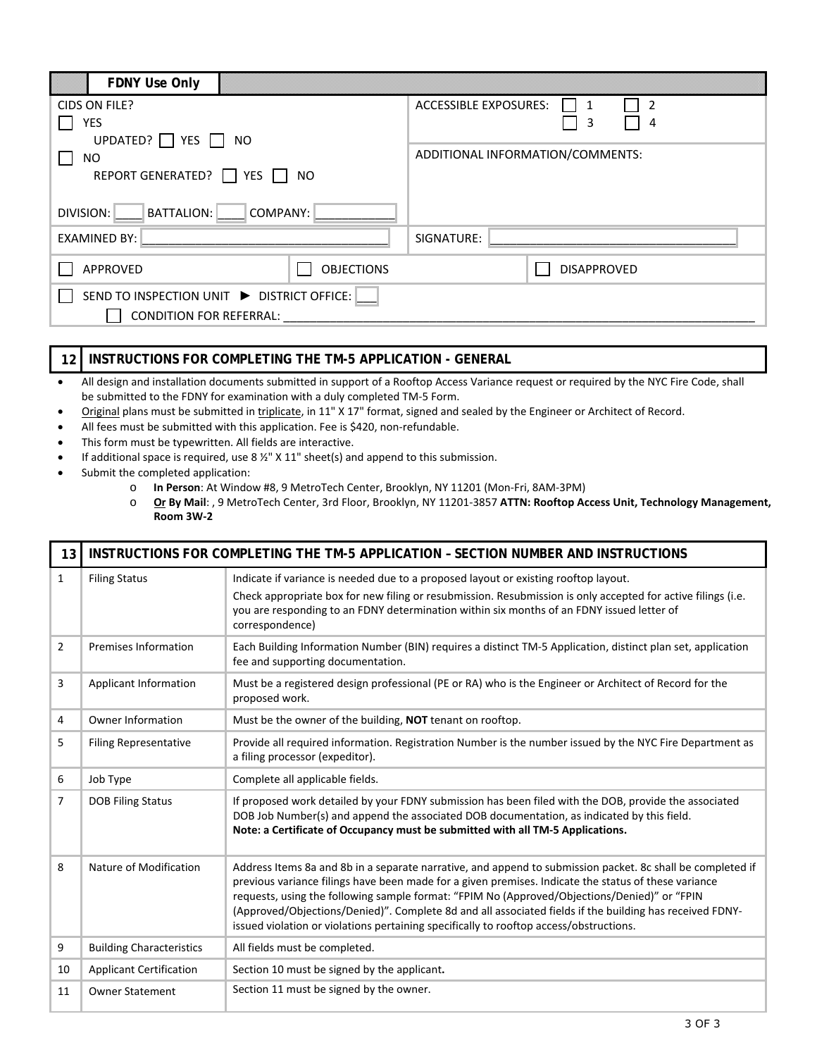| FDNY Use Only | |
|---|---|
| CIDS ON FILE?<br>☐ YES<br>UPDATED? ☐ YES ☐ NO<br>☐ NO<br>REPORT GENERATED? ☐ YES ☐ NO<br><br>DIVISION: ____ BATTALION: ____ COMPANY: ___________ | ACCESSIBLE EXPOSURES: ☐ 1 ☐ 2 ☐ 3 ☐ 4<br><br>ADDITIONAL INFORMATION/COMMENTS: |
| EXAMINED BY: ___________________________________ | SIGNATURE: ___________________________________ |
| ☐ APPROVED ☐ OBJECTIONS | ☐ DISAPPROVED |
| ☐ SEND TO INSPECTION UNIT ► DISTRICT OFFICE: ___<br>☐ CONDITION FOR REFERRAL: ___________________________________________ | |

## 12 INSTRUCTIONS FOR COMPLETING THE TM-5 APPLICATION - GENERAL

- All design and installation documents submitted in support of a Rooftop Access Variance request or required by the NYC Fire Code, shall be submitted to the FDNY for examination with a duly completed TM-5 Form.
- Original plans must be submitted in triplicate, in 11" X 17" format, signed and sealed by the Engineer or Architect of Record.
- All fees must be submitted with this application. Fee is $420, non-refundable.
- This form must be typewritten. All fields are interactive.
- If additional space is required, use 8 ½" X 11" sheet(s) and append to this submission.
- Submit the completed application:
  - **In Person**: At Window #8, 9 MetroTech Center, Brooklyn, NY 11201 (Mon-Fri, 8AM-3PM)
  - **Or By Mail**: , 9 MetroTech Center, 3rd Floor, Brooklyn, NY 11201-3857 **ATTN: Rooftop Access Unit, Technology Management, Room 3W-2**

## 13 INSTRUCTIONS FOR COMPLETING THE TM-5 APPLICATION – SECTION NUMBER AND INSTRUCTIONS

| | | |
|---|---|---|
| 1 | Filing Status | Indicate if variance is needed due to a proposed layout or existing rooftop layout.<br>Check appropriate box for new filing or resubmission. Resubmission is only accepted for active filings (i.e. you are responding to an FDNY determination within six months of an FDNY issued letter of correspondence) |
| 2 | Premises Information | Each Building Information Number (BIN) requires a distinct TM-5 Application, distinct plan set, application fee and supporting documentation. |
| 3 | Applicant Information | Must be a registered design professional (PE or RA) who is the Engineer or Architect of Record for the proposed work. |
| 4 | Owner Information | Must be the owner of the building, **NOT** tenant on rooftop. |
| 5 | Filing Representative | Provide all required information. Registration Number is the number issued by the NYC Fire Department as a filing processor (expeditor). |
| 6 | Job Type | Complete all applicable fields. |
| 7 | DOB Filing Status | If proposed work detailed by your FDNY submission has been filed with the DOB, provide the associated DOB Job Number(s) and append the associated DOB documentation, as indicated by this field.<br>**Note: a Certificate of Occupancy must be submitted with all TM-5 Applications.** |
| 8 | Nature of Modification | Address Items 8a and 8b in a separate narrative, and append to submission packet. 8c shall be completed if previous variance filings have been made for a given premises. Indicate the status of these variance requests, using the following sample format: "FPIM No (Approved/Objections/Denied)" or "FPIN (Approved/Objections/Denied)". Complete 8d and all associated fields if the building has received FDNY-issued violation or violations pertaining specifically to rooftop access/obstructions. |
| 9 | Building Characteristics | All fields must be completed. |
| 10 | Applicant Certification | Section 10 must be signed by the applicant**.** |
| 11 | Owner Statement | Section 11 must be signed by the owner. |